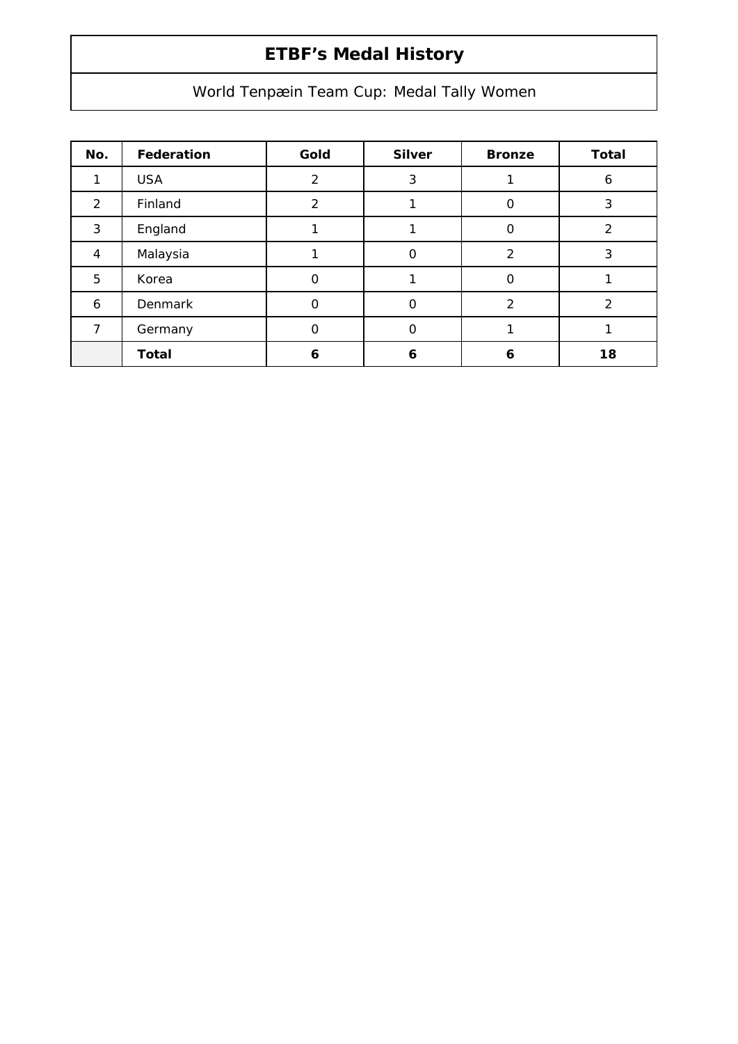# ETBF’s Medal History

## World Tenpæin Team Cup: Medal Tally Women

| No. | Federation | Gold | Silver | Bronze | Total |
|---|---|---|---|---|---|
| 1 | USA | 2 | 3 | 1 | 6 |
| 2 | Finland | 2 | 1 | 0 | 3 |
| 3 | England | 1 | 1 | 0 | 2 |
| 4 | Malaysia | 1 | 0 | 2 | 3 |
| 5 | Korea | 0 | 1 | 0 | 1 |
| 6 | Denmark | 0 | 0 | 2 | 2 |
| 7 | Germany | 0 | 0 | 1 | 1 |
| | **Total** | **6** | **6** | **6** | **18** |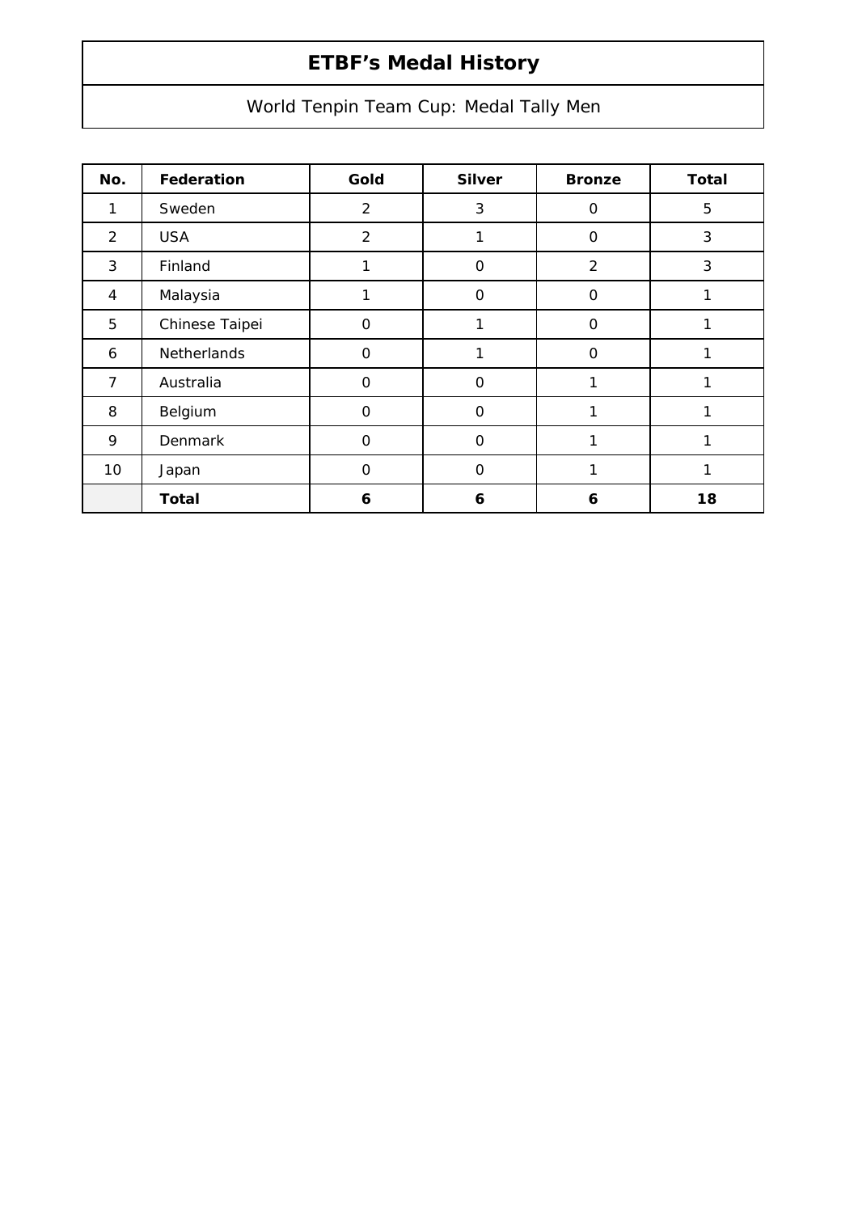# ETBF’s Medal History

World Tenpin Team Cup: Medal Tally Men

| No. | Federation | Gold | Silver | Bronze | Total |
|---|---|---|---|---|---|
| 1 | Sweden | 2 | 3 | 0 | 5 |
| 2 | USA | 2 | 1 | 0 | 3 |
| 3 | Finland | 1 | 0 | 2 | 3 |
| 4 | Malaysia | 1 | 0 | 0 | 1 |
| 5 | Chinese Taipei | 0 | 1 | 0 | 1 |
| 6 | Netherlands | 0 | 1 | 0 | 1 |
| 7 | Australia | 0 | 0 | 1 | 1 |
| 8 | Belgium | 0 | 0 | 1 | 1 |
| 9 | Denmark | 0 | 0 | 1 | 1 |
| 10 | Japan | 0 | 0 | 1 | 1 |
| | **Total** | **6** | **6** | **6** | **18** |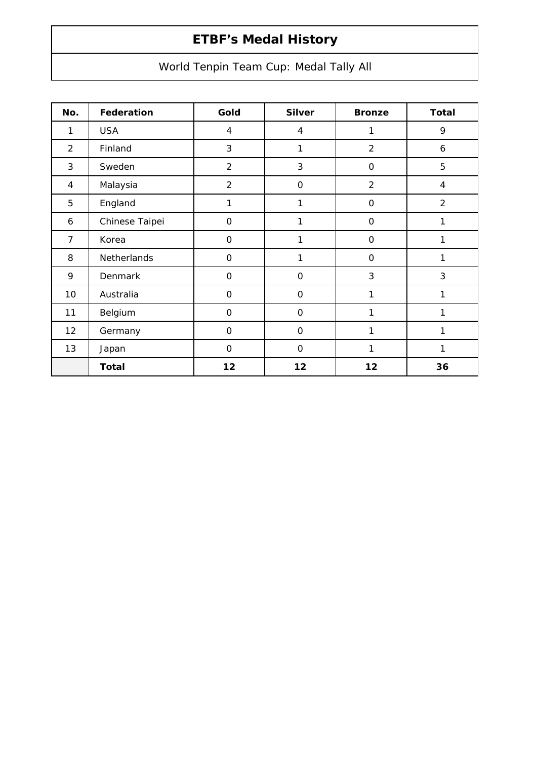# ETBF's Medal History

World Tenpin Team Cup: Medal Tally All

| No. | Federation | Gold | Silver | Bronze | Total |
|---|---|---|---|---|---|
| 1 | USA | 4 | 4 | 1 | 9 |
| 2 | Finland | 3 | 1 | 2 | 6 |
| 3 | Sweden | 2 | 3 | 0 | 5 |
| 4 | Malaysia | 2 | 0 | 2 | 4 |
| 5 | England | 1 | 1 | 0 | 2 |
| 6 | Chinese Taipei | 0 | 1 | 0 | 1 |
| 7 | Korea | 0 | 1 | 0 | 1 |
| 8 | Netherlands | 0 | 1 | 0 | 1 |
| 9 | Denmark | 0 | 0 | 3 | 3 |
| 10 | Australia | 0 | 0 | 1 | 1 |
| 11 | Belgium | 0 | 0 | 1 | 1 |
| 12 | Germany | 0 | 0 | 1 | 1 |
| 13 | Japan | 0 | 0 | 1 | 1 |
| | **Total** | **12** | **12** | **12** | **36** |